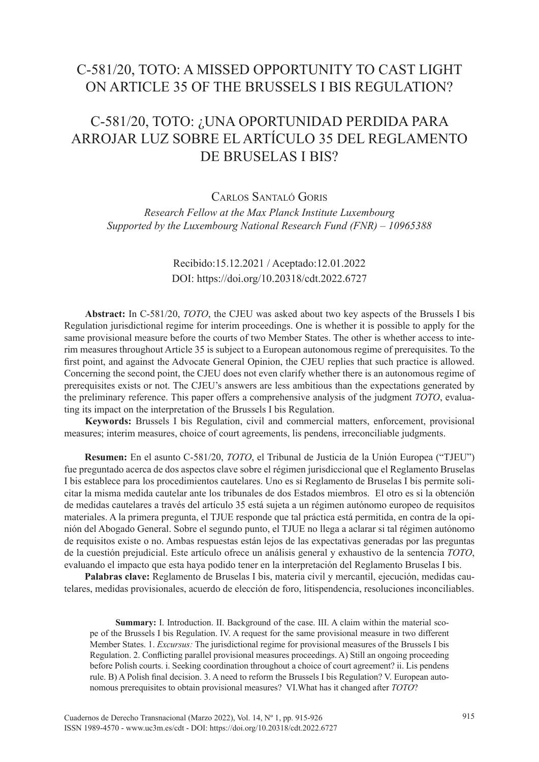# C-581/20, TOTO: A MISSED OPPORTUNITY TO CAST LIGHT ON ARTICLE 35 OF THE BRUSSELS I BIS REGULATION?

# C-581/20, TOTO: ¿UNA OPORTUNIDAD PERDIDA PARA ARROJAR LUZ SOBRE EL ARTÍCULO 35 DEL REGLAMENTO DE BRUSELAS I BIS?

Carlos Santaló Goris

*Research Fellow at the Max Planck Institute Luxembourg*
*Supported by the Luxembourg National Research Fund (FNR) – 10965388*

Recibido:15.12.2021 / Aceptado:12.01.2022
DOI: https://doi.org/10.20318/cdt.2022.6727

**Abstract:** In C-581/20, *TOTO*, the CJEU was asked about two key aspects of the Brussels I bis Regulation jurisdictional regime for interim proceedings. One is whether it is possible to apply for the same provisional measure before the courts of two Member States. The other is whether access to interim measures throughout Article 35 is subject to a European autonomous regime of prerequisites. To the first point, and against the Advocate General Opinion, the CJEU replies that such practice is allowed. Concerning the second point, the CJEU does not even clarify whether there is an autonomous regime of prerequisites exists or not. The CJEU's answers are less ambitious than the expectations generated by the preliminary reference. This paper offers a comprehensive analysis of the judgment *TOTO*, evaluating its impact on the interpretation of the Brussels I bis Regulation.

**Keywords:** Brussels I bis Regulation, civil and commercial matters, enforcement, provisional measures; interim measures, choice of court agreements, lis pendens, irreconciliable judgments.

**Resumen:** En el asunto C-581/20, *TOTO*, el Tribunal de Justicia de la Unión Europea ("TJEU") fue preguntado acerca de dos aspectos clave sobre el régimen jurisdiccional que el Reglamento Bruselas I bis establece para los procedimientos cautelares. Uno es si Reglamento de Bruselas I bis permite solicitar la misma medida cautelar ante los tribunales de dos Estados miembros. El otro es si la obtención de medidas cautelares a través del artículo 35 está sujeta a un régimen autónomo europeo de requisitos materiales. A la primera pregunta, el TJUE responde que tal práctica está permitida, en contra de la opinión del Abogado General. Sobre el segundo punto, el TJUE no llega a aclarar si tal régimen autónomo de requisitos existe o no. Ambas respuestas están lejos de las expectativas generadas por las preguntas de la cuestión prejudicial. Este artículo ofrece un análisis general y exhaustivo de la sentencia *TOTO*, evaluando el impacto que esta haya podido tener en la interpretación del Reglamento Bruselas I bis.

**Palabras clave:** Reglamento de Bruselas I bis, materia civil y mercantil, ejecución, medidas cautelares, medidas provisionales, acuerdo de elección de foro, litispendencia, resoluciones inconciliables.

**Summary:** I. Introduction. II. Background of the case. III. A claim within the material scope of the Brussels I bis Regulation. IV. A request for the same provisional measure in two different Member States. 1. *Excursus:* The jurisdictional regime for provisional measures of the Brussels I bis Regulation. 2. Conflicting parallel provisional measures proceedings. A) Still an ongoing proceeding before Polish courts. i. Seeking coordination throughout a choice of court agreement? ii. Lis pendens rule. B) A Polish final decision. 3. A need to reform the Brussels I bis Regulation? V. European autonomous prerequisites to obtain provisional measures? VI. What has it changed after *TOTO*?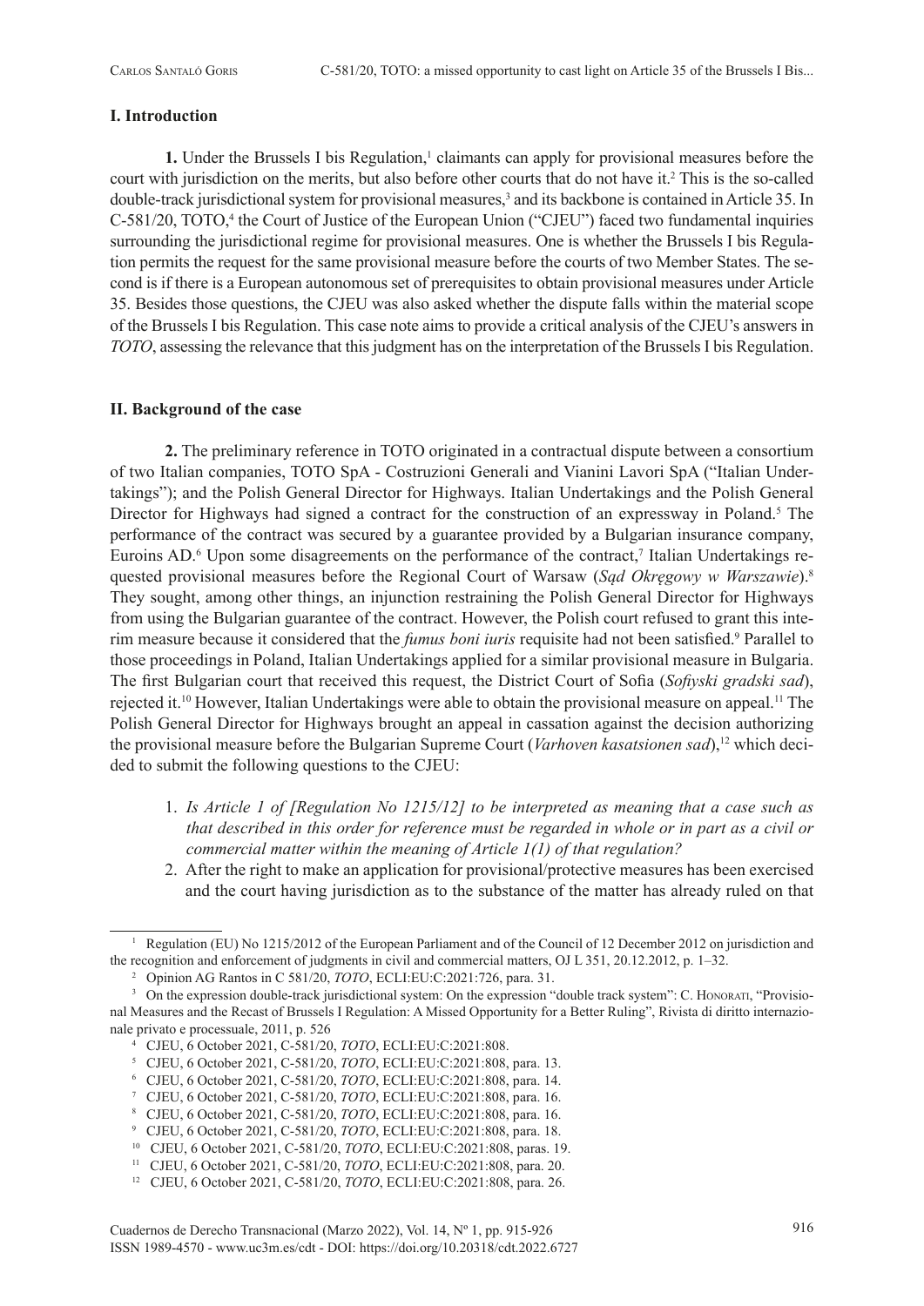## I. Introduction

**1.** Under the Brussels I bis Regulation,[1] claimants can apply for provisional measures before the court with jurisdiction on the merits, but also before other courts that do not have it.[2] This is the so-called double-track jurisdictional system for provisional measures,[3] and its backbone is contained in Article 35. In C-581/20, TOTO,[4] the Court of Justice of the European Union ("CJEU") faced two fundamental inquiries surrounding the jurisdictional regime for provisional measures. One is whether the Brussels I bis Regulation permits the request for the same provisional measure before the courts of two Member States. The second is if there is a European autonomous set of prerequisites to obtain provisional measures under Article 35. Besides those questions, the CJEU was also asked whether the dispute falls within the material scope of the Brussels I bis Regulation. This case note aims to provide a critical analysis of the CJEU's answers in *TOTO*, assessing the relevance that this judgment has on the interpretation of the Brussels I bis Regulation.

## II. Background of the case

**2.** The preliminary reference in TOTO originated in a contractual dispute between a consortium of two Italian companies, TOTO SpA - Costruzioni Generali and Vianini Lavori SpA ("Italian Undertakings"); and the Polish General Director for Highways. Italian Undertakings and the Polish General Director for Highways had signed a contract for the construction of an expressway in Poland.[5] The performance of the contract was secured by a guarantee provided by a Bulgarian insurance company, Euroins AD.[6] Upon some disagreements on the performance of the contract,[7] Italian Undertakings requested provisional measures before the Regional Court of Warsaw (*Sąd Okręgowy w Warszawie*).[8] They sought, among other things, an injunction restraining the Polish General Director for Highways from using the Bulgarian guarantee of the contract. However, the Polish court refused to grant this interim measure because it considered that the *fumus boni iuris* requisite had not been satisfied.[9] Parallel to those proceedings in Poland, Italian Undertakings applied for a similar provisional measure in Bulgaria. The first Bulgarian court that received this request, the District Court of Sofia (*Sofiyski gradski sad*), rejected it.[10] However, Italian Undertakings were able to obtain the provisional measure on appeal.[11] The Polish General Director for Highways brought an appeal in cassation against the decision authorizing the provisional measure before the Bulgarian Supreme Court (*Varhoven kasatsionen sad*),[12] which decided to submit the following questions to the CJEU:

1. *Is Article 1 of [Regulation No 1215/12] to be interpreted as meaning that a case such as that described in this order for reference must be regarded in whole or in part as a civil or commercial matter within the meaning of Article 1(1) of that regulation?*
2. After the right to make an application for provisional/protective measures has been exercised and the court having jurisdiction as to the substance of the matter has already ruled on that

---

[1] Regulation (EU) No 1215/2012 of the European Parliament and of the Council of 12 December 2012 on jurisdiction and the recognition and enforcement of judgments in civil and commercial matters, OJ L 351, 20.12.2012, p. 1–32.

[2] Opinion AG Rantos in C 581/20, *TOTO*, ECLI:EU:C:2021:726, para. 31.

[3] On the expression double-track jurisdictional system: On the expression "double track system": C. Honorati, "Provisional Measures and the Recast of Brussels I Regulation: A Missed Opportunity for a Better Ruling", Rivista di diritto internazionale privato e processuale, 2011, p. 526

[4] CJEU, 6 October 2021, C-581/20, *TOTO*, ECLI:EU:C:2021:808.

[5] CJEU, 6 October 2021, C-581/20, *TOTO*, ECLI:EU:C:2021:808, para. 13.

[6] CJEU, 6 October 2021, C-581/20, *TOTO*, ECLI:EU:C:2021:808, para. 14.

[7] CJEU, 6 October 2021, C-581/20, *TOTO*, ECLI:EU:C:2021:808, para. 16.

[8] CJEU, 6 October 2021, C-581/20, *TOTO*, ECLI:EU:C:2021:808, para. 16.

[9] CJEU, 6 October 2021, C-581/20, *TOTO*, ECLI:EU:C:2021:808, para. 18.

[10] CJEU, 6 October 2021, C-581/20, *TOTO*, ECLI:EU:C:2021:808, paras. 19.

[11] CJEU, 6 October 2021, C-581/20, *TOTO*, ECLI:EU:C:2021:808, para. 20.

[12] CJEU, 6 October 2021, C-581/20, *TOTO*, ECLI:EU:C:2021:808, para. 26.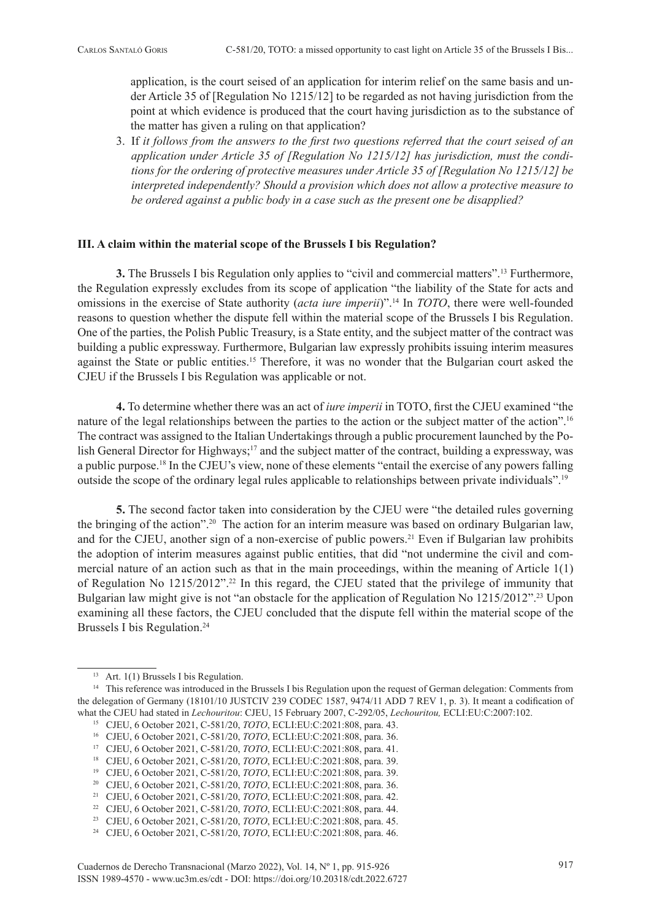application, is the court seised of an application for interim relief on the same basis and under Article 35 of [Regulation No 1215/12] to be regarded as not having jurisdiction from the point at which evidence is produced that the court having jurisdiction as to the substance of the matter has given a ruling on that application?

3. If *it follows from the answers to the first two questions referred that the court seised of an application under Article 35 of [Regulation No 1215/12] has jurisdiction, must the conditions for the ordering of protective measures under Article 35 of [Regulation No 1215/12] be interpreted independently? Should a provision which does not allow a protective measure to be ordered against a public body in a case such as the present one be disapplied?*

### III. A claim within the material scope of the Brussels I bis Regulation?

**3.** The Brussels I bis Regulation only applies to "civil and commercial matters".[13] Furthermore, the Regulation expressly excludes from its scope of application "the liability of the State for acts and omissions in the exercise of State authority (*acta iure imperii*)".[14] In *TOTO*, there were well-founded reasons to question whether the dispute fell within the material scope of the Brussels I bis Regulation. One of the parties, the Polish Public Treasury, is a State entity, and the subject matter of the contract was building a public expressway. Furthermore, Bulgarian law expressly prohibits issuing interim measures against the State or public entities.[15] Therefore, it was no wonder that the Bulgarian court asked the CJEU if the Brussels I bis Regulation was applicable or not.

**4.** To determine whether there was an act of *iure imperii* in TOTO, first the CJEU examined "the nature of the legal relationships between the parties to the action or the subject matter of the action".[16] The contract was assigned to the Italian Undertakings through a public procurement launched by the Polish General Director for Highways;[17] and the subject matter of the contract, building a expressway, was a public purpose.[18] In the CJEU's view, none of these elements "entail the exercise of any powers falling outside the scope of the ordinary legal rules applicable to relationships between private individuals".[19]

**5.** The second factor taken into consideration by the CJEU were "the detailed rules governing the bringing of the action".[20] The action for an interim measure was based on ordinary Bulgarian law, and for the CJEU, another sign of a non-exercise of public powers.[21] Even if Bulgarian law prohibits the adoption of interim measures against public entities, that did "not undermine the civil and commercial nature of an action such as that in the main proceedings, within the meaning of Article 1(1) of Regulation No 1215/2012".[22] In this regard, the CJEU stated that the privilege of immunity that Bulgarian law might give is not "an obstacle for the application of Regulation No 1215/2012".[23] Upon examining all these factors, the CJEU concluded that the dispute fell within the material scope of the Brussels I bis Regulation.[24]

---

[13] Art. 1(1) Brussels I bis Regulation.

[14] This reference was introduced in the Brussels I bis Regulation upon the request of German delegation: Comments from the delegation of Germany (18101/10 JUSTCIV 239 CODEC 1587, 9474/11 ADD 7 REV 1, p. 3). It meant a codification of what the CJEU had stated in *Lechouritou*: CJEU, 15 February 2007, C-292/05, *Lechouritou,* ECLI:EU:C:2007:102.

[15] CJEU, 6 October 2021, C-581/20, *TOTO*, ECLI:EU:C:2021:808, para. 43.

[16] CJEU, 6 October 2021, C-581/20, *TOTO*, ECLI:EU:C:2021:808, para. 36.

[17] CJEU, 6 October 2021, C-581/20, *TOTO*, ECLI:EU:C:2021:808, para. 41.

[18] CJEU, 6 October 2021, C-581/20, *TOTO*, ECLI:EU:C:2021:808, para. 39.

[19] CJEU, 6 October 2021, C-581/20, *TOTO*, ECLI:EU:C:2021:808, para. 39.

[20] CJEU, 6 October 2021, C-581/20, *TOTO*, ECLI:EU:C:2021:808, para. 36.

[21] CJEU, 6 October 2021, C-581/20, *TOTO*, ECLI:EU:C:2021:808, para. 42.

[22] CJEU, 6 October 2021, C-581/20, *TOTO*, ECLI:EU:C:2021:808, para. 44.

[23] CJEU, 6 October 2021, C-581/20, *TOTO*, ECLI:EU:C:2021:808, para. 45.

[24] CJEU, 6 October 2021, C-581/20, *TOTO*, ECLI:EU:C:2021:808, para. 46.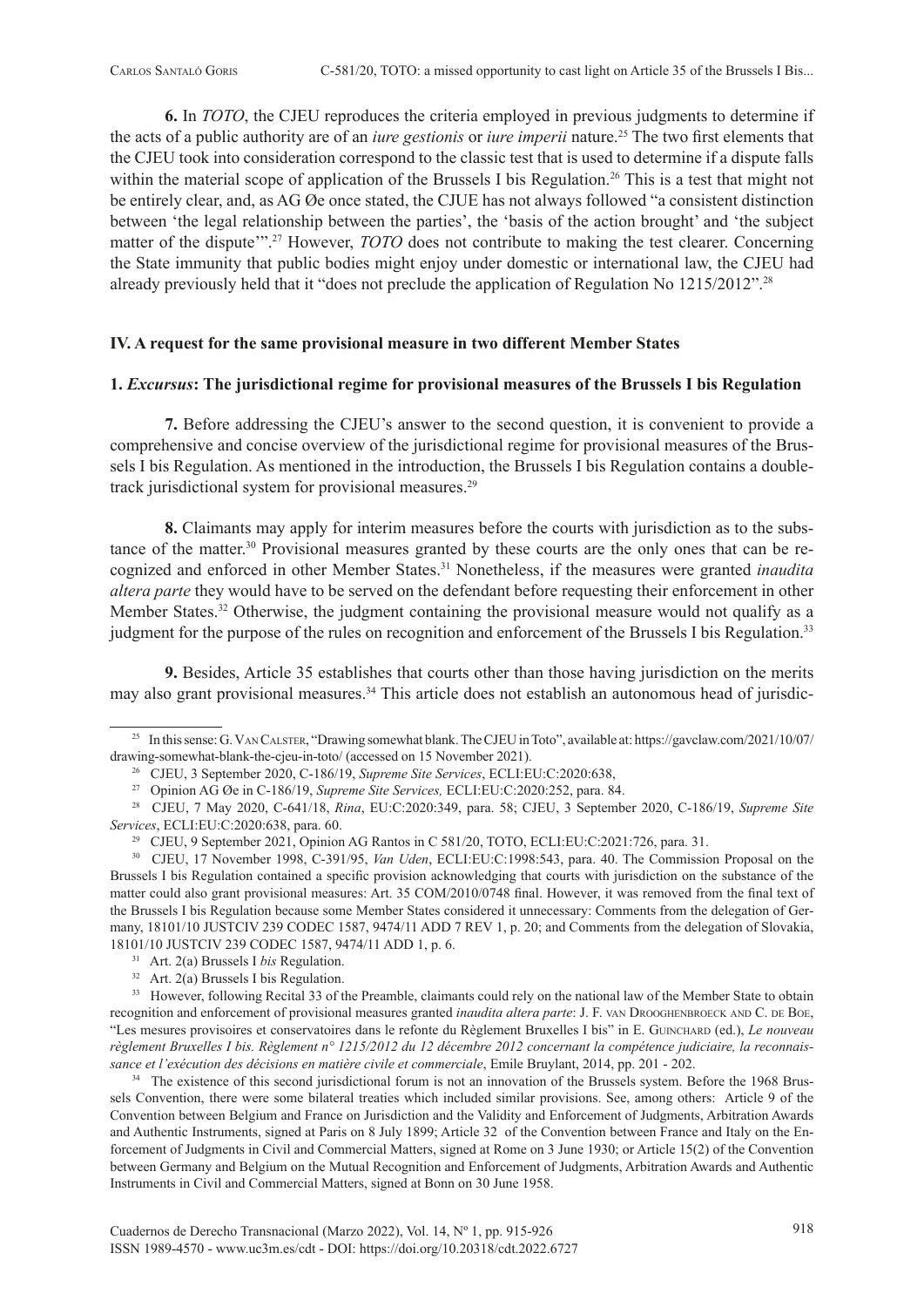**6.** In *TOTO*, the CJEU reproduces the criteria employed in previous judgments to determine if the acts of a public authority are of an *iure gestionis* or *iure imperii* nature.[25] The two first elements that the CJEU took into consideration correspond to the classic test that is used to determine if a dispute falls within the material scope of application of the Brussels I bis Regulation.[26] This is a test that might not be entirely clear, and, as AG Øe once stated, the CJUE has not always followed "a consistent distinction between 'the legal relationship between the parties', the 'basis of the action brought' and 'the subject matter of the dispute'".[27] However, *TOTO* does not contribute to making the test clearer. Concerning the State immunity that public bodies might enjoy under domestic or international law, the CJEU had already previously held that it "does not preclude the application of Regulation No 1215/2012".[28]

## IV. A request for the same provisional measure in two different Member States

### 1. *Excursus*: The jurisdictional regime for provisional measures of the Brussels I bis Regulation

**7.** Before addressing the CJEU's answer to the second question, it is convenient to provide a comprehensive and concise overview of the jurisdictional regime for provisional measures of the Brussels I bis Regulation. As mentioned in the introduction, the Brussels I bis Regulation contains a double-track jurisdictional system for provisional measures.[29]

**8.** Claimants may apply for interim measures before the courts with jurisdiction as to the substance of the matter.[30] Provisional measures granted by these courts are the only ones that can be recognized and enforced in other Member States.[31] Nonetheless, if the measures were granted *inaudita altera parte* they would have to be served on the defendant before requesting their enforcement in other Member States.[32] Otherwise, the judgment containing the provisional measure would not qualify as a judgment for the purpose of the rules on recognition and enforcement of the Brussels I bis Regulation.[33]

**9.** Besides, Article 35 establishes that courts other than those having jurisdiction on the merits may also grant provisional measures.[34] This article does not establish an autonomous head of jurisdic-

---

[25] In this sense: G. Van Calster, "Drawing somewhat blank. The CJEU in Toto", available at: https://gavclaw.com/2021/10/07/drawing-somewhat-blank-the-cjeu-in-toto/ (accessed on 15 November 2021).

[26] CJEU, 3 September 2020, C-186/19, *Supreme Site Services*, ECLI:EU:C:2020:638,

[27] Opinion AG Øe in C-186/19, *Supreme Site Services,* ECLI:EU:C:2020:252, para. 84.

[28] CJEU, 7 May 2020, C-641/18, *Rina*, EU:C:2020:349, para. 58; CJEU, 3 September 2020, C-186/19, *Supreme Site Services*, ECLI:EU:C:2020:638, para. 60.

[29] CJEU, 9 September 2021, Opinion AG Rantos in C 581/20, TOTO, ECLI:EU:C:2021:726, para. 31.

[30] CJEU, 17 November 1998, C-391/95, *Van Uden*, ECLI:EU:C:1998:543, para. 40. The Commission Proposal on the Brussels I bis Regulation contained a specific provision acknowledging that courts with jurisdiction on the substance of the matter could also grant provisional measures: Art. 35 COM/2010/0748 final. However, it was removed from the final text of the Brussels I bis Regulation because some Member States considered it unnecessary: Comments from the delegation of Germany, 18101/10 JUSTCIV 239 CODEC 1587, 9474/11 ADD 7 REV 1, p. 20; and Comments from the delegation of Slovakia, 18101/10 JUSTCIV 239 CODEC 1587, 9474/11 ADD 1, p. 6.

[31] Art. 2(a) Brussels I *bis* Regulation.

[32] Art. 2(a) Brussels I bis Regulation.

[33] However, following Recital 33 of the Preamble, claimants could rely on the national law of the Member State to obtain recognition and enforcement of provisional measures granted *inaudita altera parte*: J. F. van Drooghenbroeck and C. de Boe, "Les mesures provisoires et conservatoires dans le refonte du Règlement Bruxelles I bis" in E. Guinchard (ed.), *Le nouveau règlement Bruxelles I bis. Règlement n° 1215/2012 du 12 décembre 2012 concernant la compétence judiciaire, la reconnaissance et l'exécution des décisions en matière civile et commerciale*, Emile Bruylant, 2014, pp. 201 - 202.

[34] The existence of this second jurisdictional forum is not an innovation of the Brussels system. Before the 1968 Brussels Convention, there were some bilateral treaties which included similar provisions. See, among others: Article 9 of the Convention between Belgium and France on Jurisdiction and the Validity and Enforcement of Judgments, Arbitration Awards and Authentic Instruments, signed at Paris on 8 July 1899; Article 32 of the Convention between France and Italy on the Enforcement of Judgments in Civil and Commercial Matters, signed at Rome on 3 June 1930; or Article 15(2) of the Convention between Germany and Belgium on the Mutual Recognition and Enforcement of Judgments, Arbitration Awards and Authentic Instruments in Civil and Commercial Matters, signed at Bonn on 30 June 1958.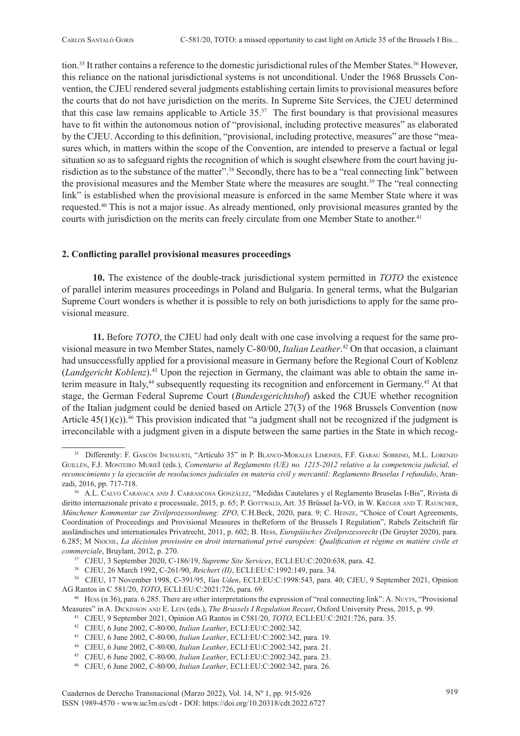tion.[35] It rather contains a reference to the domestic jurisdictional rules of the Member States.[36] However, this reliance on the national jurisdictional systems is not unconditional. Under the 1968 Brussels Convention, the CJEU rendered several judgments establishing certain limits to provisional measures before the courts that do not have jurisdiction on the merits. In Supreme Site Services, the CJEU determined that this case law remains applicable to Article 35.[37] The first boundary is that provisional measures have to fit within the autonomous notion of "provisional, including protective measures" as elaborated by the CJEU. According to this definition, "provisional, including protective, measures" are those "measures which, in matters within the scope of the Convention, are intended to preserve a factual or legal situation so as to safeguard rights the recognition of which is sought elsewhere from the court having jurisdiction as to the substance of the matter".[38] Secondly, there has to be a "real connecting link" between the provisional measures and the Member State where the measures are sought.[39] The "real connecting link" is established when the provisional measure is enforced in the same Member State where it was requested.[40] This is not a major issue. As already mentioned, only provisional measures granted by the courts with jurisdiction on the merits can freely circulate from one Member State to another.[41]

### 2. Conflicting parallel provisional measures proceedings

**10.** The existence of the double-track jurisdictional system permitted in *TOTO* the existence of parallel interim measures proceedings in Poland and Bulgaria. In general terms, what the Bulgarian Supreme Court wonders is whether it is possible to rely on both jurisdictions to apply for the same provisional measure.

**11.** Before *TOTO*, the CJEU had only dealt with one case involving a request for the same provisional measure in two Member States, namely C-80/00, *Italian Leather*.[42] On that occasion, a claimant had unsuccessfully applied for a provisional measure in Germany before the Regional Court of Koblenz (*Landgericht Koblenz*).[43] Upon the rejection in Germany, the claimant was able to obtain the same interim measure in Italy,[44] subsequently requesting its recognition and enforcement in Germany.[45] At that stage, the German Federal Supreme Court (*Bundesgerichtshof*) asked the CJUE whether recognition of the Italian judgment could be denied based on Article 27(3) of the 1968 Brussels Convention (now Article 45(1)(c)).[46] This provision indicated that "a judgment shall not be recognized if the judgment is irreconcilable with a judgment given in a dispute between the same parties in the State in which recog-

---

[35] Differently: F. Gascón Inchausti, "Artículo 35" in P. Blanco-Morales Limones, F.F. Garau Sobrino, M.L. Lorenzo Guillén, F.J. Monteiro Muriel (eds.), *Comentario al Reglamento (UE) no. 1215-2012 relativo a la competencia judicial, el reconocimiento y la ejecución de resoluciones judiciales en materia civil y mercantil: Reglamento Bruselas I refundido*, Aranzadi, 2016, pp. 717-718.

[36] A.L. Calvo Caravaca and J. Carrascosa González, "Medidas Cautelares y el Reglamento Bruselas I-Bis", Rivista di diritto internazionale privato e processuale, 2015, p. 65; P. Gottwald, Art. 35 Brüssel Ia-VO, in W. Krüger and T. Rauscher, *Münchener Kommentar zur Zivilprozessordnung: ZPO*, C.H.Beck, 2020, para. 9; C. Heinze, "Choice of Court Agreements, Coordination of Proceedings and Provisional Measures in theReform of the Brussels I Regulation", Rabels Zeitschrift für ausländisches und internationales Privatrecht, 2011, p. 602; B. Hess, *Europäisches Zivilprozessrecht* (De Gruyter 2020), para. 6.285; M Nioche, *La décision provisoire en droit international privé européen: Qualification et régime en matière civile et commerciale*, Bruylant, 2012, p. 270.

[37] CJEU, 3 September 2020, C-186/19, *Supreme Site Services*, ECLI:EU:C:2020:638, para. 42.

[38] CJEU, 26 March 1992, C-261/90, *Reichert (II)*, ECLI:EU:C:1992:149, para. 34.

[39] CJEU, 17 November 1998, C-391/95, *Van Uden*, ECLI:EU:C:1998:543, para. 40; CJEU, 9 September 2021, Opinion AG Rantos in C 581/20, *TOTO*, ECLI:EU:C:2021:726, para. 69.

[40] Hess (n 36), para. 6.285. There are other interpretations the expression of "real connecting link": A. Nuyts, "Provisional Measures" in A. Dickinson and E. Lein (eds.), *The Brussels I Regulation Recast*, Oxford University Press, 2015, p. 99.

[41] CJEU, 9 September 2021, Opinion AG Rantos in C581/20, *TOTO*, ECLI:EU:C:2021:726, para. 35.

[42] CJEU, 6 June 2002, C-80/00, *Italian Leather*, ECLI:EU:C:2002:342.

[43] CJEU, 6 June 2002, C-80/00, *Italian Leather*, ECLI:EU:C:2002:342, para. 19.

[44] CJEU, 6 June 2002, C-80/00, *Italian Leather*, ECLI:EU:C:2002:342, para. 21.

[45] CJEU, 6 June 2002, C-80/00, *Italian Leather*, ECLI:EU:C:2002:342, para. 23.

[46] CJEU, 6 June 2002, C-80/00, *Italian Leather*, ECLI:EU:C:2002:342, para. 26.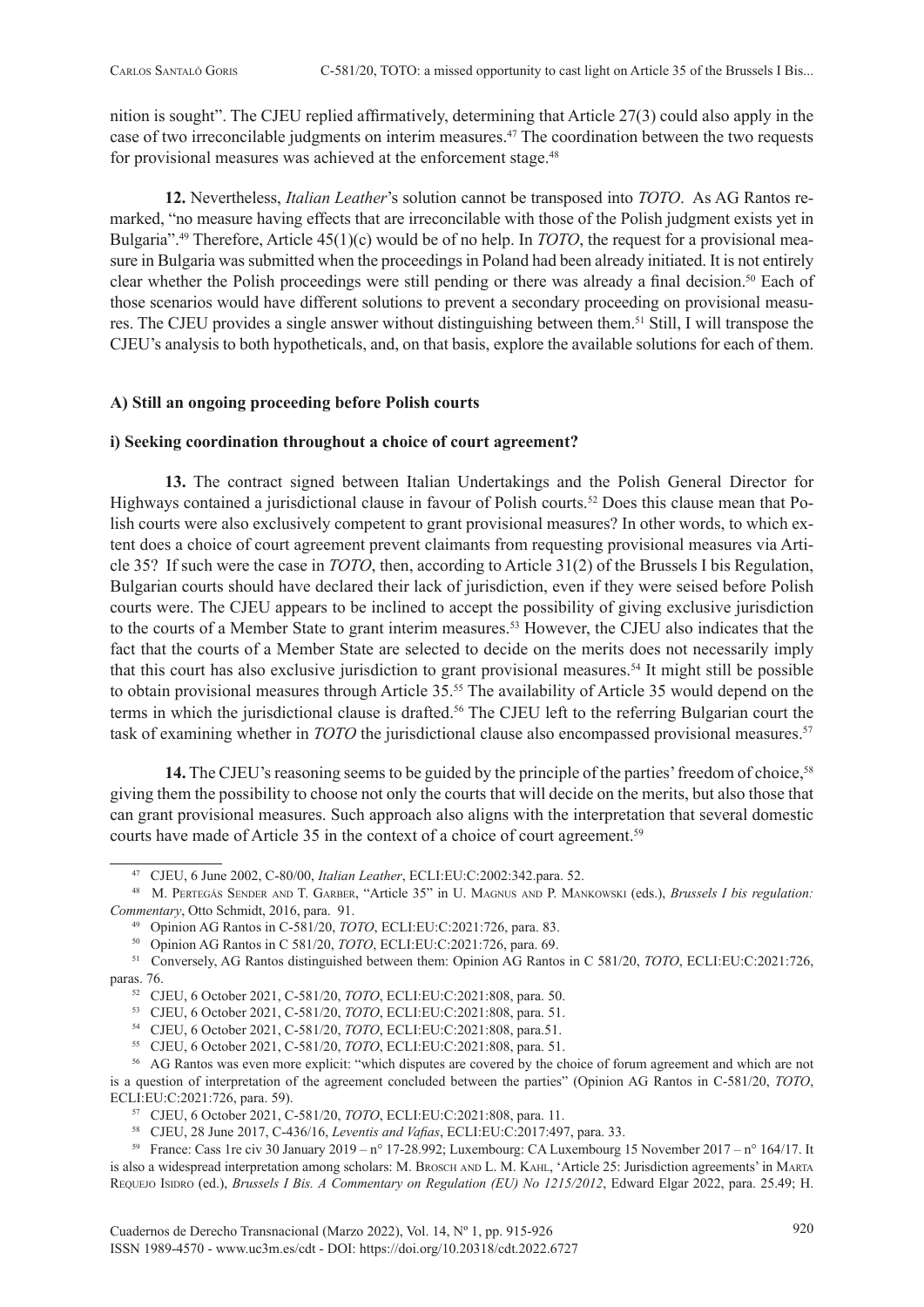nition is sought". The CJEU replied affirmatively, determining that Article 27(3) could also apply in the case of two irreconcilable judgments on interim measures.[47] The coordination between the two requests for provisional measures was achieved at the enforcement stage.[48]

**12.** Nevertheless, *Italian Leather*'s solution cannot be transposed into *TOTO*. As AG Rantos remarked, "no measure having effects that are irreconcilable with those of the Polish judgment exists yet in Bulgaria".[49] Therefore, Article 45(1)(c) would be of no help. In *TOTO*, the request for a provisional measure in Bulgaria was submitted when the proceedings in Poland had been already initiated. It is not entirely clear whether the Polish proceedings were still pending or there was already a final decision.[50] Each of those scenarios would have different solutions to prevent a secondary proceeding on provisional measures. The CJEU provides a single answer without distinguishing between them.[51] Still, I will transpose the CJEU's analysis to both hypotheticals, and, on that basis, explore the available solutions for each of them.

### A) Still an ongoing proceeding before Polish courts

#### i) Seeking coordination throughout a choice of court agreement?

**13.** The contract signed between Italian Undertakings and the Polish General Director for Highways contained a jurisdictional clause in favour of Polish courts.[52] Does this clause mean that Polish courts were also exclusively competent to grant provisional measures? In other words, to which extent does a choice of court agreement prevent claimants from requesting provisional measures via Article 35? If such were the case in *TOTO*, then, according to Article 31(2) of the Brussels I bis Regulation, Bulgarian courts should have declared their lack of jurisdiction, even if they were seised before Polish courts were. The CJEU appears to be inclined to accept the possibility of giving exclusive jurisdiction to the courts of a Member State to grant interim measures.[53] However, the CJEU also indicates that the fact that the courts of a Member State are selected to decide on the merits does not necessarily imply that this court has also exclusive jurisdiction to grant provisional measures.[54] It might still be possible to obtain provisional measures through Article 35.[55] The availability of Article 35 would depend on the terms in which the jurisdictional clause is drafted.[56] The CJEU left to the referring Bulgarian court the task of examining whether in *TOTO* the jurisdictional clause also encompassed provisional measures.[57]

**14.** The CJEU's reasoning seems to be guided by the principle of the parties' freedom of choice,[58] giving them the possibility to choose not only the courts that will decide on the merits, but also those that can grant provisional measures. Such approach also aligns with the interpretation that several domestic courts have made of Article 35 in the context of a choice of court agreement.[59]

---

[47] CJEU, 6 June 2002, C-80/00, *Italian Leather*, ECLI:EU:C:2002:342.para. 52.

[48] M. Pertegás Sender and T. Garber, "Article 35" in U. Magnus and P. Mankowski (eds.), *Brussels I bis regulation: Commentary*, Otto Schmidt, 2016, para. 91.

[49] Opinion AG Rantos in C-581/20, *TOTO*, ECLI:EU:C:2021:726, para. 83.

[50] Opinion AG Rantos in C 581/20, *TOTO*, ECLI:EU:C:2021:726, para. 69.

[51] Conversely, AG Rantos distinguished between them: Opinion AG Rantos in C 581/20, *TOTO*, ECLI:EU:C:2021:726, paras. 76.

[52] CJEU, 6 October 2021, C-581/20, *TOTO*, ECLI:EU:C:2021:808, para. 50.

[53] CJEU, 6 October 2021, C-581/20, *TOTO*, ECLI:EU:C:2021:808, para. 51.

[54] CJEU, 6 October 2021, C-581/20, *TOTO*, ECLI:EU:C:2021:808, para.51.

[55] CJEU, 6 October 2021, C-581/20, *TOTO*, ECLI:EU:C:2021:808, para. 51.

[56] AG Rantos was even more explicit: "which disputes are covered by the choice of forum agreement and which are not is a question of interpretation of the agreement concluded between the parties" (Opinion AG Rantos in C-581/20, *TOTO*, ECLI:EU:C:2021:726, para. 59).

[57] CJEU, 6 October 2021, C-581/20, *TOTO*, ECLI:EU:C:2021:808, para. 11.

[58] CJEU, 28 June 2017, C-436/16, *Leventis and Vafias*, ECLI:EU:C:2017:497, para. 33.

[59] France: Cass 1re civ 30 January 2019 – n° 17-28.992; Luxembourg: CA Luxembourg 15 November 2017 – n° 164/17. It is also a widespread interpretation among scholars: M. Brosch and L. M. Kahl, 'Article 25: Jurisdiction agreements' in Marta Requejo Isidro (ed.), *Brussels I Bis. A Commentary on Regulation (EU) No 1215/2012*, Edward Elgar 2022, para. 25.49; H.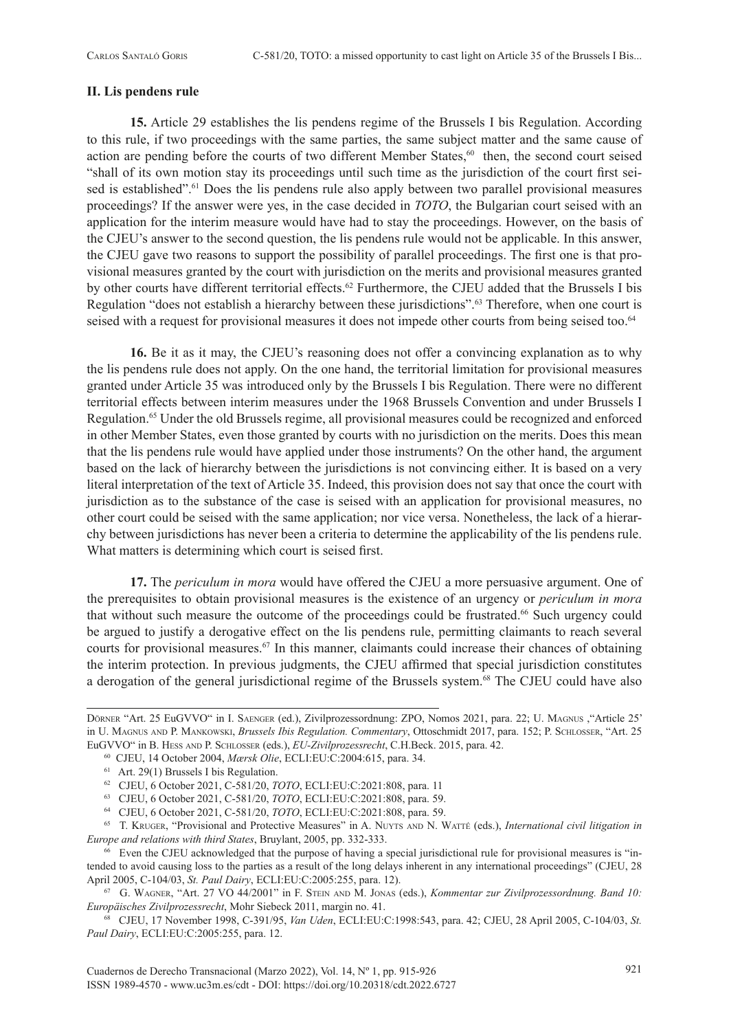## II. Lis pendens rule

**15.** Article 29 establishes the lis pendens regime of the Brussels I bis Regulation. According to this rule, if two proceedings with the same parties, the same subject matter and the same cause of action are pending before the courts of two different Member States,[60] then, the second court seised "shall of its own motion stay its proceedings until such time as the jurisdiction of the court first seised is established".[61] Does the lis pendens rule also apply between two parallel provisional measures proceedings? If the answer were yes, in the case decided in *TOTO*, the Bulgarian court seised with an application for the interim measure would have had to stay the proceedings. However, on the basis of the CJEU's answer to the second question, the lis pendens rule would not be applicable. In this answer, the CJEU gave two reasons to support the possibility of parallel proceedings. The first one is that provisional measures granted by the court with jurisdiction on the merits and provisional measures granted by other courts have different territorial effects.[62] Furthermore, the CJEU added that the Brussels I bis Regulation "does not establish a hierarchy between these jurisdictions".[63] Therefore, when one court is seised with a request for provisional measures it does not impede other courts from being seised too.[64]

**16.** Be it as it may, the CJEU's reasoning does not offer a convincing explanation as to why the lis pendens rule does not apply. On the one hand, the territorial limitation for provisional measures granted under Article 35 was introduced only by the Brussels I bis Regulation. There were no different territorial effects between interim measures under the 1968 Brussels Convention and under Brussels I Regulation.[65] Under the old Brussels regime, all provisional measures could be recognized and enforced in other Member States, even those granted by courts with no jurisdiction on the merits. Does this mean that the lis pendens rule would have applied under those instruments? On the other hand, the argument based on the lack of hierarchy between the jurisdictions is not convincing either. It is based on a very literal interpretation of the text of Article 35. Indeed, this provision does not say that once the court with jurisdiction as to the substance of the case is seised with an application for provisional measures, no other court could be seised with the same application; nor vice versa. Nonetheless, the lack of a hierarchy between jurisdictions has never been a criteria to determine the applicability of the lis pendens rule. What matters is determining which court is seised first.

**17.** The *periculum in mora* would have offered the CJEU a more persuasive argument. One of the prerequisites to obtain provisional measures is the existence of an urgency or *periculum in mora* that without such measure the outcome of the proceedings could be frustrated.[66] Such urgency could be argued to justify a derogative effect on the lis pendens rule, permitting claimants to reach several courts for provisional measures.[67] In this manner, claimants could increase their chances of obtaining the interim protection. In previous judgments, the CJEU affirmed that special jurisdiction constitutes a derogation of the general jurisdictional regime of the Brussels system.[68] The CJEU could have also

---

Dörner "Art. 25 EuGVVO" in I. Saenger (ed.), Zivilprozessordnung: ZPO, Nomos 2021, para. 22; U. Magnus ,"Article 25' in U. Magnus and P. Mankowski, *Brussels Ibis Regulation. Commentary*, Ottoschmidt 2017, para. 152; P. Schlosser, "Art. 25 EuGVVO" in B. Hess and P. Schlosser (eds.), *EU-Zivilprozessrecht*, C.H.Beck. 2015, para. 42.

[60] CJEU, 14 October 2004, *Mærsk Olie*, ECLI:EU:C:2004:615, para. 34.

[61] Art. 29(1) Brussels I bis Regulation.

[62] CJEU, 6 October 2021, C-581/20, *TOTO*, ECLI:EU:C:2021:808, para. 11

[63] CJEU, 6 October 2021, C-581/20, *TOTO*, ECLI:EU:C:2021:808, para. 59.

[64] CJEU, 6 October 2021, C-581/20, *TOTO*, ECLI:EU:C:2021:808, para. 59.

[65] T. Kruger, "Provisional and Protective Measures" in A. Nuyts and N. Watté (eds.), *International civil litigation in Europe and relations with third States*, Bruylant, 2005, pp. 332-333.

[66] Even the CJEU acknowledged that the purpose of having a special jurisdictional rule for provisional measures is "intended to avoid causing loss to the parties as a result of the long delays inherent in any international proceedings" (CJEU, 28 April 2005, C-104/03, *St. Paul Dairy*, ECLI:EU:C:2005:255, para. 12).

[67] G. Wagner, "Art. 27 VO 44/2001" in F. Stein and M. Jonas (eds.), *Kommentar zur Zivilprozessordnung. Band 10: Europäisches Zivilprozessrecht*, Mohr Siebeck 2011, margin no. 41.

[68] CJEU, 17 November 1998, C-391/95, *Van Uden*, ECLI:EU:C:1998:543, para. 42; CJEU, 28 April 2005, C-104/03, *St. Paul Dairy*, ECLI:EU:C:2005:255, para. 12.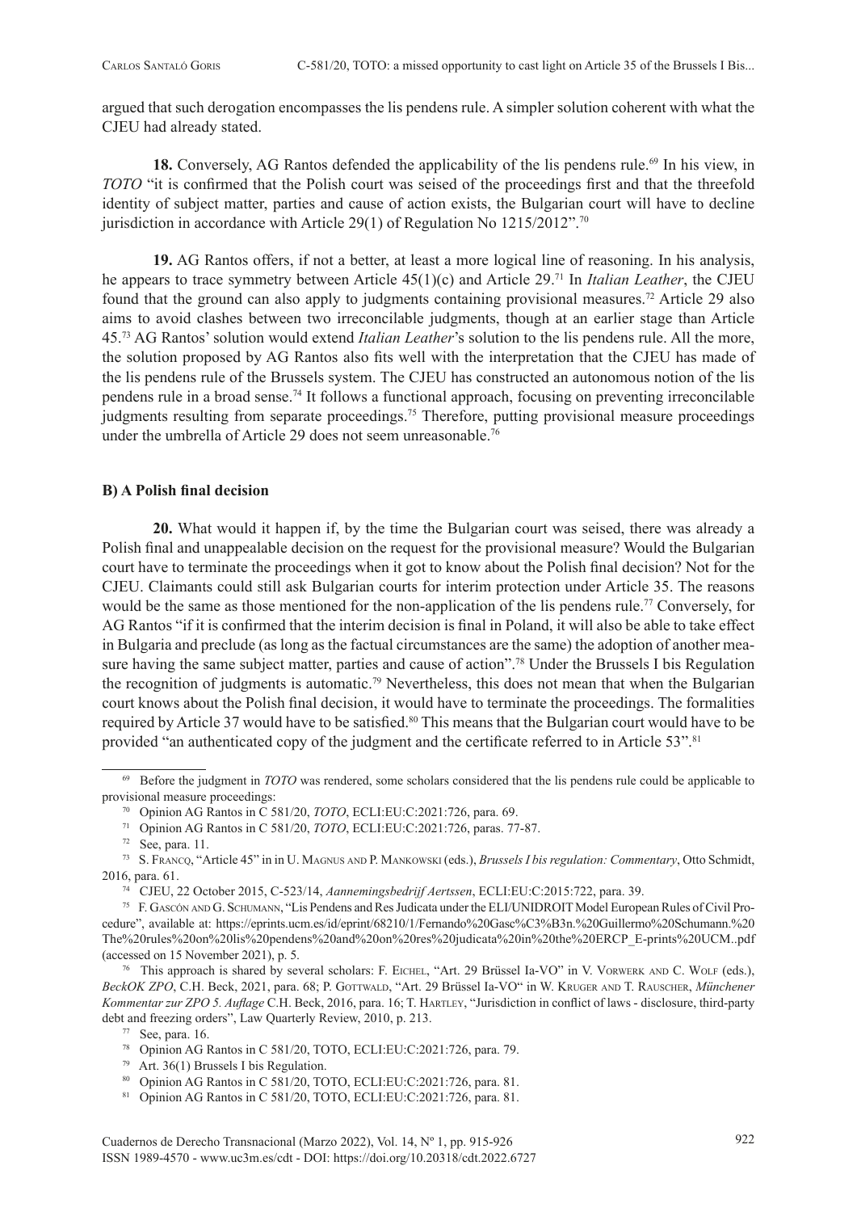argued that such derogation encompasses the lis pendens rule. A simpler solution coherent with what the CJEU had already stated.

**18.** Conversely, AG Rantos defended the applicability of the lis pendens rule.[69] In his view, in *TOTO* "it is confirmed that the Polish court was seised of the proceedings first and that the threefold identity of subject matter, parties and cause of action exists, the Bulgarian court will have to decline jurisdiction in accordance with Article 29(1) of Regulation No 1215/2012".[70]

**19.** AG Rantos offers, if not a better, at least a more logical line of reasoning. In his analysis, he appears to trace symmetry between Article 45(1)(c) and Article 29.[71] In *Italian Leather*, the CJEU found that the ground can also apply to judgments containing provisional measures.[72] Article 29 also aims to avoid clashes between two irreconcilable judgments, though at an earlier stage than Article 45.[73] AG Rantos' solution would extend *Italian Leather*'s solution to the lis pendens rule. All the more, the solution proposed by AG Rantos also fits well with the interpretation that the CJEU has made of the lis pendens rule of the Brussels system. The CJEU has constructed an autonomous notion of the lis pendens rule in a broad sense.[74] It follows a functional approach, focusing on preventing irreconcilable judgments resulting from separate proceedings.[75] Therefore, putting provisional measure proceedings under the umbrella of Article 29 does not seem unreasonable.[76]

### B) A Polish final decision

**20.** What would it happen if, by the time the Bulgarian court was seised, there was already a Polish final and unappealable decision on the request for the provisional measure? Would the Bulgarian court have to terminate the proceedings when it got to know about the Polish final decision? Not for the CJEU. Claimants could still ask Bulgarian courts for interim protection under Article 35. The reasons would be the same as those mentioned for the non-application of the lis pendens rule.[77] Conversely, for AG Rantos "if it is confirmed that the interim decision is final in Poland, it will also be able to take effect in Bulgaria and preclude (as long as the factual circumstances are the same) the adoption of another measure having the same subject matter, parties and cause of action".[78] Under the Brussels I bis Regulation the recognition of judgments is automatic.[79] Nevertheless, this does not mean that when the Bulgarian court knows about the Polish final decision, it would have to terminate the proceedings. The formalities required by Article 37 would have to be satisfied.[80] This means that the Bulgarian court would have to be provided "an authenticated copy of the judgment and the certificate referred to in Article 53".[81]

---

[69] Before the judgment in *TOTO* was rendered, some scholars considered that the lis pendens rule could be applicable to provisional measure proceedings:

[70] Opinion AG Rantos in C 581/20, *TOTO*, ECLI:EU:C:2021:726, para. 69.

[71] Opinion AG Rantos in C 581/20, *TOTO*, ECLI:EU:C:2021:726, paras. 77-87.

[72] See, para. 11.

[73] S. Francq, "Article 45" in in U. Magnus and P. Mankowski (eds.), *Brussels I bis regulation: Commentary*, Otto Schmidt, 2016, para. 61.

[74] CJEU, 22 October 2015, C-523/14, *Aannemingsbedrijf Aertssen*, ECLI:EU:C:2015:722, para. 39.

[75] F. Gascón and G. Schumann, "Lis Pendens and Res Judicata under the ELI/UNIDROIT Model European Rules of Civil Procedure", available at: https://eprints.ucm.es/id/eprint/68210/1/Fernando%20Gasc%C3%B3n.%20Guillermo%20Schumann.%20The%20rules%20on%20lis%20pendens%20and%20on%20res%20judicata%20in%20the%20ERCP_E-prints%20UCM..pdf (accessed on 15 November 2021), p. 5.

[76] This approach is shared by several scholars: F. Eichel, "Art. 29 Brüssel Ia-VO" in V. Vorwerk and C. Wolf (eds.), *BeckOK ZPO*, C.H. Beck, 2021, para. 68; P. Gottwald, "Art. 29 Brüssel Ia-VO" in W. Kruger and T. Rauscher, *Münchener Kommentar zur ZPO 5. Auflage* C.H. Beck, 2016, para. 16; T. Hartley, "Jurisdiction in conflict of laws - disclosure, third-party debt and freezing orders", Law Quarterly Review, 2010, p. 213.

[77] See, para. 16.

[78] Opinion AG Rantos in C 581/20, TOTO, ECLI:EU:C:2021:726, para. 79.

[79] Art. 36(1) Brussels I bis Regulation.

[80] Opinion AG Rantos in C 581/20, TOTO, ECLI:EU:C:2021:726, para. 81.

[81] Opinion AG Rantos in C 581/20, TOTO, ECLI:EU:C:2021:726, para. 81.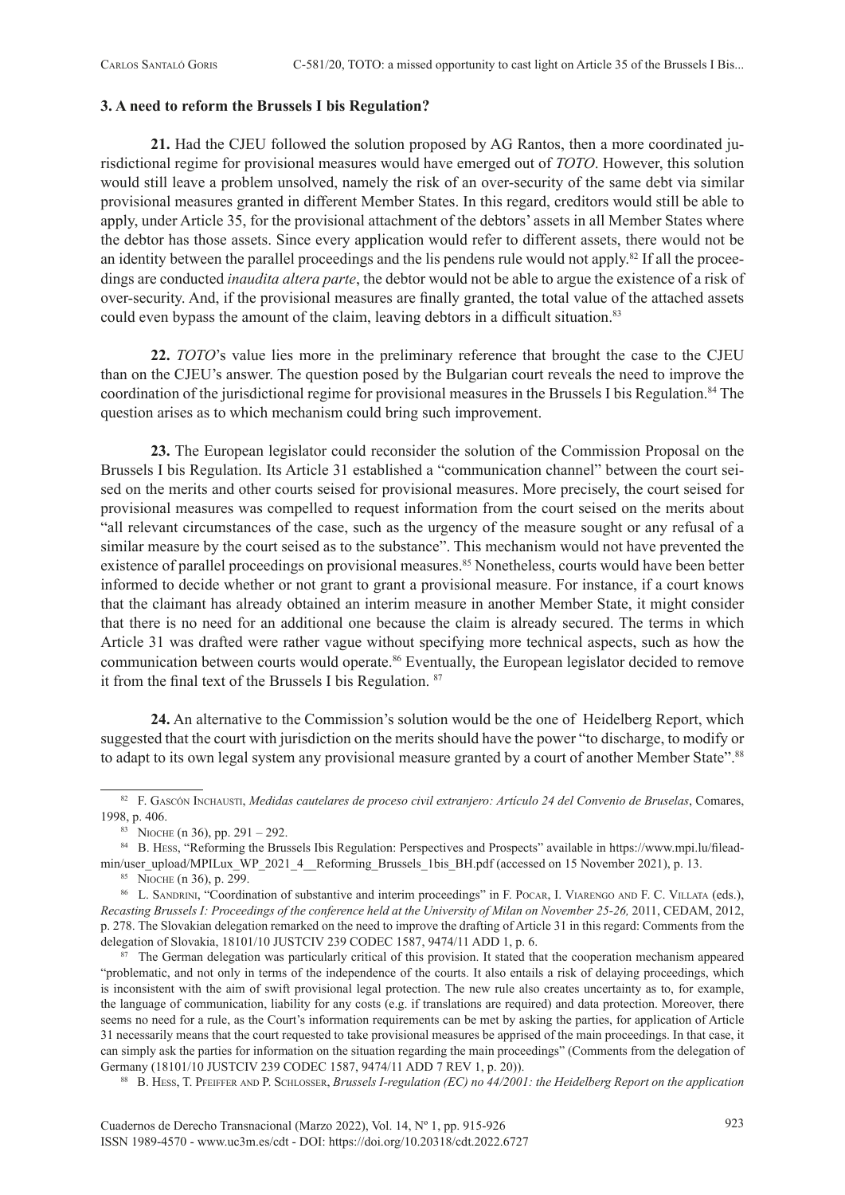### 3. A need to reform the Brussels I bis Regulation?

**21.** Had the CJEU followed the solution proposed by AG Rantos, then a more coordinated jurisdictional regime for provisional measures would have emerged out of *TOTO*. However, this solution would still leave a problem unsolved, namely the risk of an over-security of the same debt via similar provisional measures granted in different Member States. In this regard, creditors would still be able to apply, under Article 35, for the provisional attachment of the debtors' assets in all Member States where the debtor has those assets. Since every application would refer to different assets, there would not be an identity between the parallel proceedings and the lis pendens rule would not apply.[82] If all the proceedings are conducted *inaudita altera parte*, the debtor would not be able to argue the existence of a risk of over-security. And, if the provisional measures are finally granted, the total value of the attached assets could even bypass the amount of the claim, leaving debtors in a difficult situation.[83]

**22.** *TOTO*'s value lies more in the preliminary reference that brought the case to the CJEU than on the CJEU's answer. The question posed by the Bulgarian court reveals the need to improve the coordination of the jurisdictional regime for provisional measures in the Brussels I bis Regulation.[84] The question arises as to which mechanism could bring such improvement.

**23.** The European legislator could reconsider the solution of the Commission Proposal on the Brussels I bis Regulation. Its Article 31 established a "communication channel" between the court seised on the merits and other courts seised for provisional measures. More precisely, the court seised for provisional measures was compelled to request information from the court seised on the merits about "all relevant circumstances of the case, such as the urgency of the measure sought or any refusal of a similar measure by the court seised as to the substance". This mechanism would not have prevented the existence of parallel proceedings on provisional measures.[85] Nonetheless, courts would have been better informed to decide whether or not grant to grant a provisional measure. For instance, if a court knows that the claimant has already obtained an interim measure in another Member State, it might consider that there is no need for an additional one because the claim is already secured. The terms in which Article 31 was drafted were rather vague without specifying more technical aspects, such as how the communication between courts would operate.[86] Eventually, the European legislator decided to remove it from the final text of the Brussels I bis Regulation. [87]

**24.** An alternative to the Commission's solution would be the one of Heidelberg Report, which suggested that the court with jurisdiction on the merits should have the power "to discharge, to modify or to adapt to its own legal system any provisional measure granted by a court of another Member State".[88]

---

[82] F. Gascón Inchausti, *Medidas cautelares de proceso civil extranjero: Artículo 24 del Convenio de Bruselas*, Comares, 1998, p. 406.

[83] Nioche (n 36), pp. 291 – 292.

[84] B. Hess, "Reforming the Brussels Ibis Regulation: Perspectives and Prospects" available in https://www.mpi.lu/fileadmin/user_upload/MPILux_WP_2021_4__Reforming_Brussels_1bis_BH.pdf (accessed on 15 November 2021), p. 13.

[85] Nioche (n 36), p. 299.

[86] L. Sandrini, "Coordination of substantive and interim proceedings" in F. Pocar, I. Viarengo and F. C. Villata (eds.), *Recasting Brussels I: Proceedings of the conference held at the University of Milan on November 25-26,* 2011, CEDAM, 2012, p. 278. The Slovakian delegation remarked on the need to improve the drafting of Article 31 in this regard: Comments from the delegation of Slovakia, 18101/10 JUSTCIV 239 CODEC 1587, 9474/11 ADD 1, p. 6.

[87] The German delegation was particularly critical of this provision. It stated that the cooperation mechanism appeared "problematic, and not only in terms of the independence of the courts. It also entails a risk of delaying proceedings, which is inconsistent with the aim of swift provisional legal protection. The new rule also creates uncertainty as to, for example, the language of communication, liability for any costs (e.g. if translations are required) and data protection. Moreover, there seems no need for a rule, as the Court's information requirements can be met by asking the parties, for application of Article 31 necessarily means that the court requested to take provisional measures be apprised of the main proceedings. In that case, it can simply ask the parties for information on the situation regarding the main proceedings" (Comments from the delegation of Germany (18101/10 JUSTCIV 239 CODEC 1587, 9474/11 ADD 7 REV 1, p. 20)).

[88] B. Hess, T. Pfeiffer and P. Schlosser, *Brussels I-regulation (EC) no 44/2001: the Heidelberg Report on the application*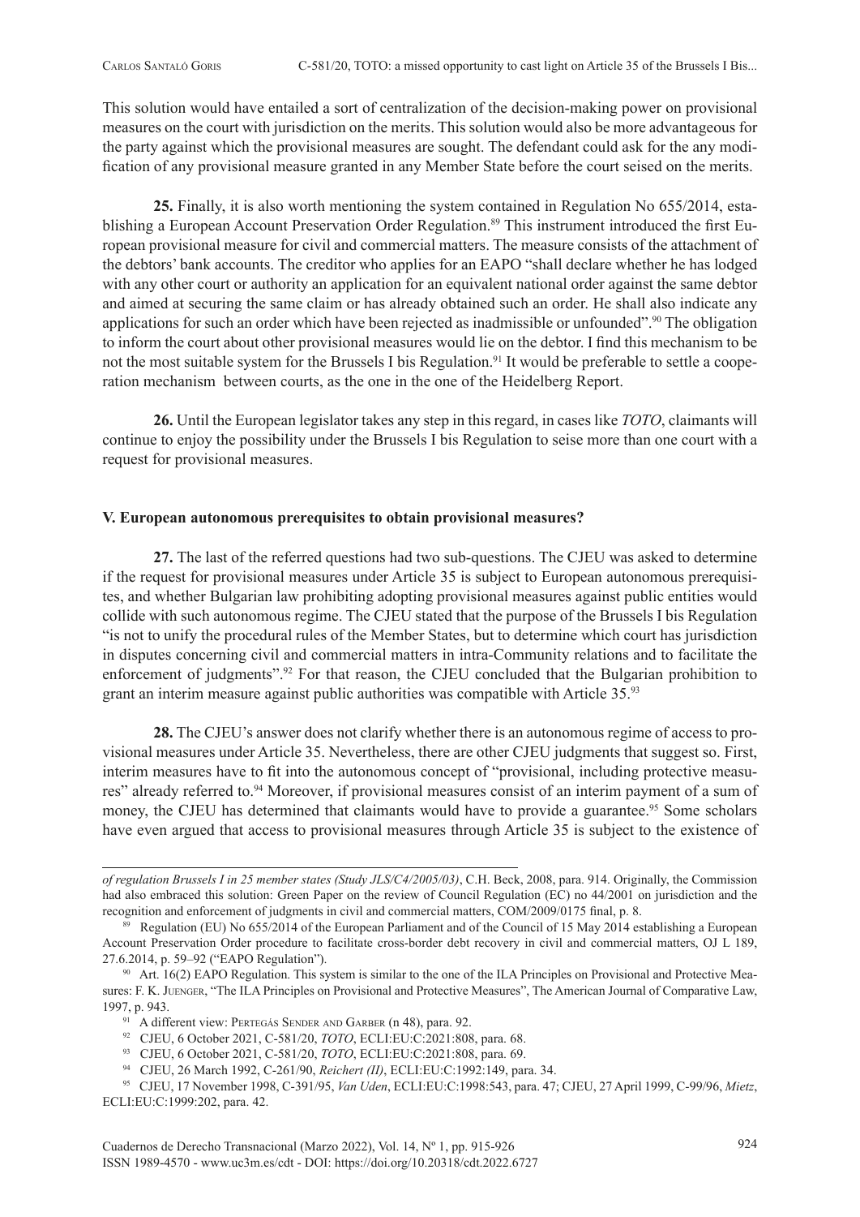This solution would have entailed a sort of centralization of the decision-making power on provisional measures on the court with jurisdiction on the merits. This solution would also be more advantageous for the party against which the provisional measures are sought. The defendant could ask for the any modification of any provisional measure granted in any Member State before the court seised on the merits.

**25.** Finally, it is also worth mentioning the system contained in Regulation No 655/2014, establishing a European Account Preservation Order Regulation.[89] This instrument introduced the first European provisional measure for civil and commercial matters. The measure consists of the attachment of the debtors' bank accounts. The creditor who applies for an EAPO "shall declare whether he has lodged with any other court or authority an application for an equivalent national order against the same debtor and aimed at securing the same claim or has already obtained such an order. He shall also indicate any applications for such an order which have been rejected as inadmissible or unfounded".[90] The obligation to inform the court about other provisional measures would lie on the debtor. I find this mechanism to be not the most suitable system for the Brussels I bis Regulation.[91] It would be preferable to settle a cooperation mechanism between courts, as the one in the one of the Heidelberg Report.

**26.** Until the European legislator takes any step in this regard, in cases like *TOTO*, claimants will continue to enjoy the possibility under the Brussels I bis Regulation to seise more than one court with a request for provisional measures.

## V. European autonomous prerequisites to obtain provisional measures?

**27.** The last of the referred questions had two sub-questions. The CJEU was asked to determine if the request for provisional measures under Article 35 is subject to European autonomous prerequisites, and whether Bulgarian law prohibiting adopting provisional measures against public entities would collide with such autonomous regime. The CJEU stated that the purpose of the Brussels I bis Regulation "is not to unify the procedural rules of the Member States, but to determine which court has jurisdiction in disputes concerning civil and commercial matters in intra-Community relations and to facilitate the enforcement of judgments".[92] For that reason, the CJEU concluded that the Bulgarian prohibition to grant an interim measure against public authorities was compatible with Article 35.[93]

**28.** The CJEU's answer does not clarify whether there is an autonomous regime of access to provisional measures under Article 35. Nevertheless, there are other CJEU judgments that suggest so. First, interim measures have to fit into the autonomous concept of "provisional, including protective measures" already referred to.[94] Moreover, if provisional measures consist of an interim payment of a sum of money, the CJEU has determined that claimants would have to provide a guarantee.[95] Some scholars have even argued that access to provisional measures through Article 35 is subject to the existence of

---

*of regulation Brussels I in 25 member states (Study JLS/C4/2005/03)*, C.H. Beck, 2008, para. 914. Originally, the Commission had also embraced this solution: Green Paper on the review of Council Regulation (EC) no 44/2001 on jurisdiction and the recognition and enforcement of judgments in civil and commercial matters, COM/2009/0175 final, p. 8.

[89] Regulation (EU) No 655/2014 of the European Parliament and of the Council of 15 May 2014 establishing a European Account Preservation Order procedure to facilitate cross-border debt recovery in civil and commercial matters, OJ L 189, 27.6.2014, p. 59–92 ("EAPO Regulation").

[90] Art. 16(2) EAPO Regulation. This system is similar to the one of the ILA Principles on Provisional and Protective Measures: F. K. Juenger, "The ILA Principles on Provisional and Protective Measures", The American Journal of Comparative Law, 1997, p. 943.

[91] A different view: Pertegás Sender and Garber (n 48), para. 92.

[92] CJEU, 6 October 2021, C-581/20, *TOTO*, ECLI:EU:C:2021:808, para. 68.

[93] CJEU, 6 October 2021, C-581/20, *TOTO*, ECLI:EU:C:2021:808, para. 69.

[94] CJEU, 26 March 1992, C-261/90, *Reichert (II)*, ECLI:EU:C:1992:149, para. 34.

[95] CJEU, 17 November 1998, C-391/95, *Van Uden*, ECLI:EU:C:1998:543, para. 47; CJEU, 27 April 1999, C-99/96, *Mietz*, ECLI:EU:C:1999:202, para. 42.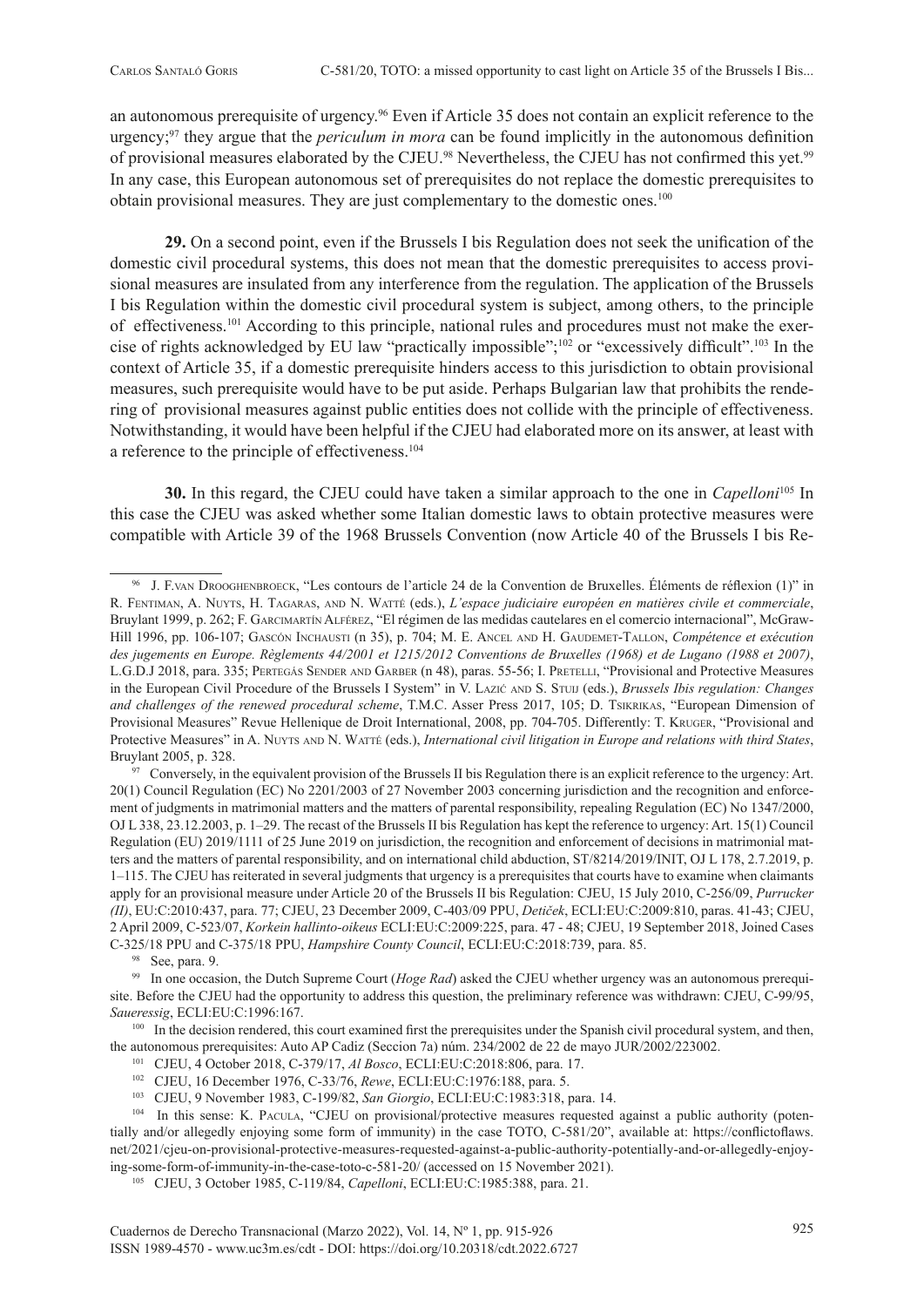an autonomous prerequisite of urgency.[96] Even if Article 35 does not contain an explicit reference to the urgency;[97] they argue that the *periculum in mora* can be found implicitly in the autonomous definition of provisional measures elaborated by the CJEU.[98] Nevertheless, the CJEU has not confirmed this yet.[99] In any case, this European autonomous set of prerequisites do not replace the domestic prerequisites to obtain provisional measures. They are just complementary to the domestic ones.[100]

**29.** On a second point, even if the Brussels I bis Regulation does not seek the unification of the domestic civil procedural systems, this does not mean that the domestic prerequisites to access provisional measures are insulated from any interference from the regulation. The application of the Brussels I bis Regulation within the domestic civil procedural system is subject, among others, to the principle of effectiveness.[101] According to this principle, national rules and procedures must not make the exercise of rights acknowledged by EU law "practically impossible";[102] or "excessively difficult".[103] In the context of Article 35, if a domestic prerequisite hinders access to this jurisdiction to obtain provisional measures, such prerequisite would have to be put aside. Perhaps Bulgarian law that prohibits the rendering of provisional measures against public entities does not collide with the principle of effectiveness. Notwithstanding, it would have been helpful if the CJEU had elaborated more on its answer, at least with a reference to the principle of effectiveness.[104]

**30.** In this regard, the CJEU could have taken a similar approach to the one in *Capelloni*[105] In this case the CJEU was asked whether some Italian domestic laws to obtain protective measures were compatible with Article 39 of the 1968 Brussels Convention (now Article 40 of the Brussels I bis Re-

---

[96] J. F. van Drooghenbroeck, "Les contours de l'article 24 de la Convention de Bruxelles. Éléments de réflexion (1)" in R. Fentiman, A. Nuyts, H. Tagaras, and N. Watté (eds.), *L'espace judiciaire européen en matières civile et commerciale*, Bruylant 1999, p. 262; F. Garcimartín Alférez, "El régimen de las medidas cautelares en el comercio internacional", McGraw-Hill 1996, pp. 106-107; Gascón Inchausti (n 35), p. 704; M. E. Ancel and H. Gaudemet-Tallon, *Compétence et exécution des jugements en Europe. Règlements 44/2001 et 1215/2012 Conventions de Bruxelles (1968) et de Lugano (1988 et 2007)*, L.G.D.J 2018, para. 335; Pertegás Sender and Garber (n 48), paras. 55-56; I. Pretelli, "Provisional and Protective Measures in the European Civil Procedure of the Brussels I System" in V. Lazić and S. Stuij (eds.), *Brussels Ibis regulation: Changes and challenges of the renewed procedural scheme*, T.M.C. Asser Press 2017, 105; D. Tsikrikas, "European Dimension of Provisional Measures" Revue Hellenique de Droit International, 2008, pp. 704-705. Differently: T. Kruger, "Provisional and Protective Measures" in A. Nuyts and N. Watté (eds.), *International civil litigation in Europe and relations with third States*, Bruylant 2005, p. 328.

[97] Conversely, in the equivalent provision of the Brussels II bis Regulation there is an explicit reference to the urgency: Art. 20(1) Council Regulation (EC) No 2201/2003 of 27 November 2003 concerning jurisdiction and the recognition and enforcement of judgments in matrimonial matters and the matters of parental responsibility, repealing Regulation (EC) No 1347/2000, OJ L 338, 23.12.2003, p. 1–29. The recast of the Brussels II bis Regulation has kept the reference to urgency: Art. 15(1) Council Regulation (EU) 2019/1111 of 25 June 2019 on jurisdiction, the recognition and enforcement of decisions in matrimonial matters and the matters of parental responsibility, and on international child abduction, ST/8214/2019/INIT, OJ L 178, 2.7.2019, p. 1–115. The CJEU has reiterated in several judgments that urgency is a prerequisites that courts have to examine when claimants apply for an provisional measure under Article 20 of the Brussels II bis Regulation: CJEU, 15 July 2010, C-256/09, *Purrucker (II)*, EU:C:2010:437, para. 77; CJEU, 23 December 2009, C-403/09 PPU, *Detiček*, ECLI:EU:C:2009:810, paras. 41-43; CJEU, 2 April 2009, C-523/07, *Korkein hallinto-oikeus* ECLI:EU:C:2009:225, para. 47 - 48; CJEU, 19 September 2018, Joined Cases C-325/18 PPU and C-375/18 PPU, *Hampshire County Council*, ECLI:EU:C:2018:739, para. 85.

[98] See, para. 9.

[99] In one occasion, the Dutch Supreme Court (*Hoge Rad*) asked the CJEU whether urgency was an autonomous prerequisite. Before the CJEU had the opportunity to address this question, the preliminary reference was withdrawn: CJEU, C-99/95, *Saueressig*, ECLI:EU:C:1996:167.

[100] In the decision rendered, this court examined first the prerequisites under the Spanish civil procedural system, and then, the autonomous prerequisites: Auto AP Cadiz (Seccion 7a) núm. 234/2002 de 22 de mayo JUR/2002/223002.

[101] CJEU, 4 October 2018, C-379/17, *Al Bosco*, ECLI:EU:C:2018:806, para. 17.

[102] CJEU, 16 December 1976, C-33/76, *Rewe*, ECLI:EU:C:1976:188, para. 5.

[103] CJEU, 9 November 1983, C-199/82, *San Giorgio*, ECLI:EU:C:1983:318, para. 14.

[104] In this sense: K. Pacula, "CJEU on provisional/protective measures requested against a public authority (potentially and/or allegedly enjoying some form of immunity) in the case TOTO, C-581/20", available at: https://conflictoflaws.net/2021/cjeu-on-provisional-protective-measures-requested-against-a-public-authority-potentially-and-or-allegedly-enjoying-some-form-of-immunity-in-the-case-toto-c-581-20/ (accessed on 15 November 2021).

[105] CJEU, 3 October 1985, C-119/84, *Capelloni*, ECLI:EU:C:1985:388, para. 21.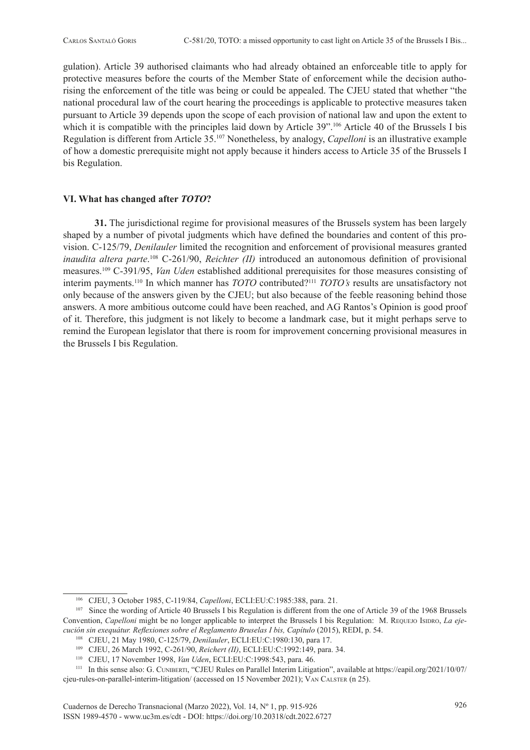gulation). Article 39 authorised claimants who had already obtained an enforceable title to apply for protective measures before the courts of the Member State of enforcement while the decision authorising the enforcement of the title was being or could be appealed. The CJEU stated that whether "the national procedural law of the court hearing the proceedings is applicable to protective measures taken pursuant to Article 39 depends upon the scope of each provision of national law and upon the extent to which it is compatible with the principles laid down by Article 39".[106] Article 40 of the Brussels I bis Regulation is different from Article 35.[107] Nonetheless, by analogy, *Capelloni* is an illustrative example of how a domestic prerequisite might not apply because it hinders access to Article 35 of the Brussels I bis Regulation.

## VI. What has changed after *TOTO*?

**31.** The jurisdictional regime for provisional measures of the Brussels system has been largely shaped by a number of pivotal judgments which have defined the boundaries and content of this provision. C-125/79, *Denilauler* limited the recognition and enforcement of provisional measures granted *inaudita altera parte*.[108] C-261/90, *Reichter (II)* introduced an autonomous definition of provisional measures.[109] C-391/95, *Van Uden* established additional prerequisites for those measures consisting of interim payments.[110] In which manner has *TOTO* contributed?[111] *TOTO's* results are unsatisfactory not only because of the answers given by the CJEU; but also because of the feeble reasoning behind those answers. A more ambitious outcome could have been reached, and AG Rantos's Opinion is good proof of it. Therefore, this judgment is not likely to become a landmark case, but it might perhaps serve to remind the European legislator that there is room for improvement concerning provisional measures in the Brussels I bis Regulation.

---

[106] CJEU, 3 October 1985, C-119/84, *Capelloni*, ECLI:EU:C:1985:388, para. 21.

[107] Since the wording of Article 40 Brussels I bis Regulation is different from the one of Article 39 of the 1968 Brussels Convention, *Capelloni* might be no longer applicable to interpret the Brussels I bis Regulation: M. Requejo Isidro, *La ejecución sin exequátur. Reflexiones sobre el Reglamento Bruselas I bis, Capítulo* (2015), REDI, p. 54.

[108] CJEU, 21 May 1980, C-125/79, *Denilauler*, ECLI:EU:C:1980:130, para 17.

[109] CJEU, 26 March 1992, C-261/90, *Reichert (II)*, ECLI:EU:C:1992:149, para. 34.

[110] CJEU, 17 November 1998, *Van Uden*, ECLI:EU:C:1998:543, para. 46.

[111] In this sense also: G. Cuniberti, "CJEU Rules on Parallel Interim Litigation", available at https://eapil.org/2021/10/07/cjeu-rules-on-parallel-interim-litigation/ (accessed on 15 November 2021); Van Calster (n 25).